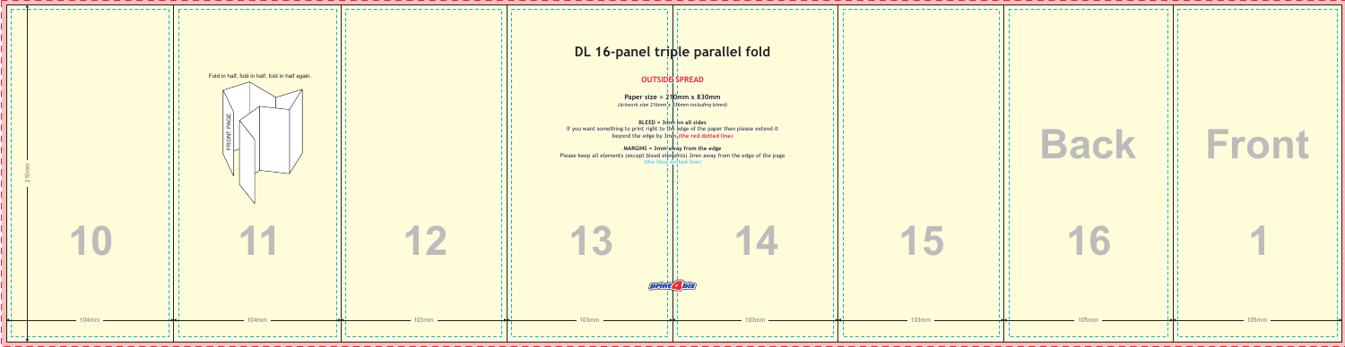# DL 16-panel triple parallel fold

**OUTSIDE SPREAD**

**Paper size = 210mm x 830mm**
*(Artwork size 216mm x 836mm including bleed)*

**BLEED = 3mm on all sides**
If you want something to print right to the edge of the paper then please extend it beyond the edge by 3mm **(the red dotted line)**

**MARGINS = 3mm away from the edge**
Please keep all elements (except bleed elements) 3mm away from the edge of the page **(the blue dotted line)**

Fold in half, fold in half, fold in half again.

FRONT PAGE

210mm

| 10 | 11 | 12 | 13 | 14 | 15 | 16 Back | 1 Front |
|---|---|---|---|---|---|---|---|
| 104mm | 104mm | 103mm | 103mm | 103mm | 103mm | 105mm | 105mm |

print4biz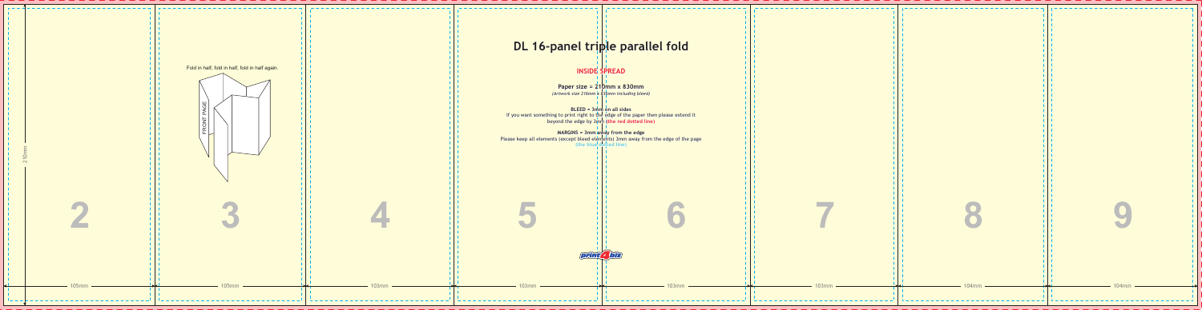# DL 16-panel triple parallel fold

**INSIDE SPREAD**

**Paper size = 210mm x 830mm**
*(Artwork size 216mm x 836mm including bleed)*

**BLEED = 3mm on all sides**
If you want something to print right to the edge of the paper then please extend it beyond the edge by 3mm **(the red dotted line)**

**MARGINS = 3mm away from the edge**
Please keep all elements (except bleed elements) 3mm away from the edge of the page **(the blue dotted line)**

Fold in half, fold in half, fold in half again.

FRONT PAGE

210mm

2
105mm

3
105mm

4
103mm

5
103mm

6
103mm

7
103mm

8
104mm

9
104mm